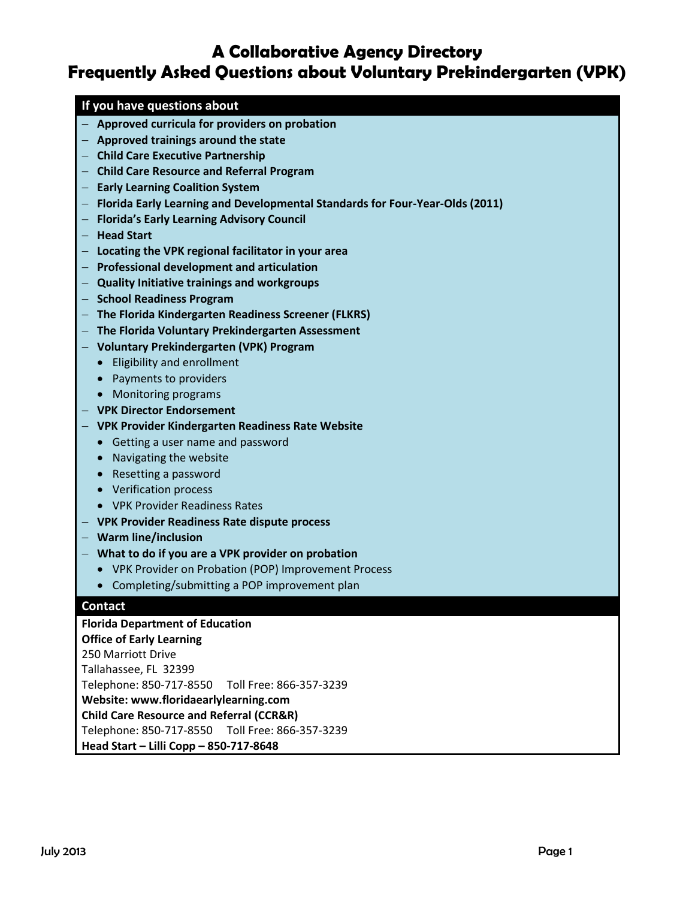# A Collaborative Agency Directory
# Frequently Asked Questions about Voluntary Prekindergarten (VPK)

**If you have questions about**

- **Approved curricula for providers on probation**
- **Approved trainings around the state**
- **Child Care Executive Partnership**
- **Child Care Resource and Referral Program**
- **Early Learning Coalition System**
- **Florida Early Learning and Developmental Standards for Four-Year-Olds (2011)**
- **Florida's Early Learning Advisory Council**
- **Head Start**
- **Locating the VPK regional facilitator in your area**
- **Professional development and articulation**
- **Quality Initiative trainings and workgroups**
- **School Readiness Program**
- **The Florida Kindergarten Readiness Screener (FLKRS)**
- **The Florida Voluntary Prekindergarten Assessment**
- **Voluntary Prekindergarten (VPK) Program**
  - Eligibility and enrollment
  - Payments to providers
  - Monitoring programs
- **VPK Director Endorsement**
- **VPK Provider Kindergarten Readiness Rate Website**
  - Getting a user name and password
  - Navigating the website
  - Resetting a password
  - Verification process
  - VPK Provider Readiness Rates
- **VPK Provider Readiness Rate dispute process**
- **Warm line/inclusion**
- **What to do if you are a VPK provider on probation**
  - VPK Provider on Probation (POP) Improvement Process
  - Completing/submitting a POP improvement plan

**Contact**

**Florida Department of Education**
**Office of Early Learning**
250 Marriott Drive
Tallahassee, FL 32399
Telephone: 850-717-8550 Toll Free: 866-357-3239
**Website: www.floridaearlylearning.com**
**Child Care Resource and Referral (CCR&R)**
Telephone: 850-717-8550 Toll Free: 866-357-3239
**Head Start – Lilli Copp – 850-717-8648**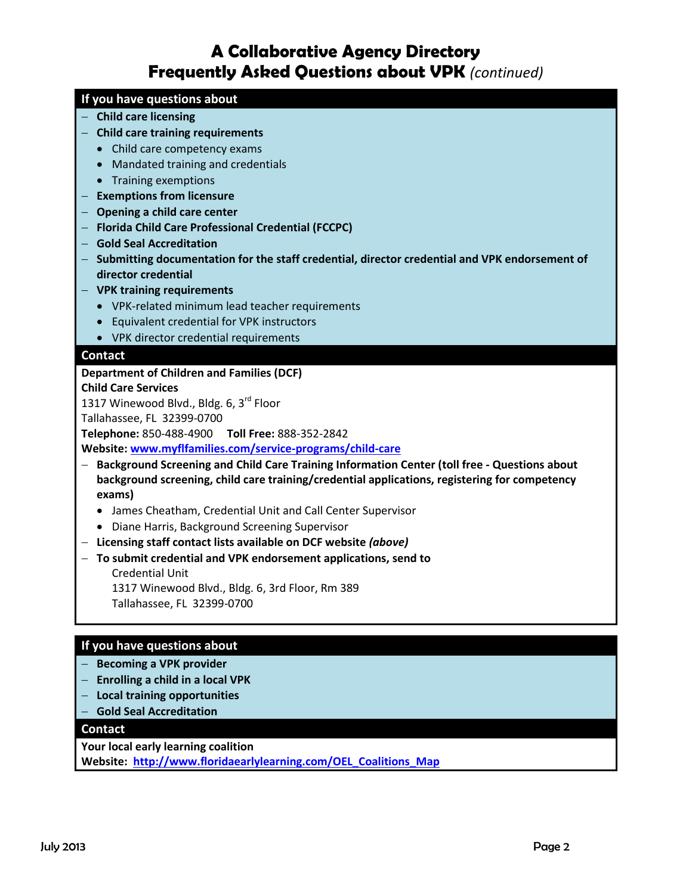# A Collaborative Agency Directory
## Frequently Asked Questions about VPK *(continued)*

**If you have questions about**

- **Child care licensing**
- **Child care training requirements**
  - Child care competency exams
  - Mandated training and credentials
  - Training exemptions
- **Exemptions from licensure**
- **Opening a child care center**
- **Florida Child Care Professional Credential (FCCPC)**
- **Gold Seal Accreditation**
- **Submitting documentation for the staff credential, director credential and VPK endorsement of director credential**
- **VPK training requirements**
  - VPK-related minimum lead teacher requirements
  - Equivalent credential for VPK instructors
  - VPK director credential requirements

**Contact**

**Department of Children and Families (DCF)**
**Child Care Services**
1317 Winewood Blvd., Bldg. 6, 3rd Floor
Tallahassee, FL 32399-0700
**Telephone:** 850-488-4900 **Toll Free:** 888-352-2842
**Website:** www.myflfamilies.com/service-programs/child-care

- **Background Screening and Child Care Training Information Center (toll free - Questions about background screening, child care training/credential applications, registering for competency exams)**
  - James Cheatham, Credential Unit and Call Center Supervisor
  - Diane Harris, Background Screening Supervisor
- **Licensing staff contact lists available on DCF website *(above)***
- **To submit credential and VPK endorsement applications, send to**
  Credential Unit
  1317 Winewood Blvd., Bldg. 6, 3rd Floor, Rm 389
  Tallahassee, FL 32399-0700

**If you have questions about**

- **Becoming a VPK provider**
- **Enrolling a child in a local VPK**
- **Local training opportunities**
- **Gold Seal Accreditation**

**Contact**

**Your local early learning coalition**
**Website:** http://www.floridaearlylearning.com/OEL_Coalitions_Map

July 2013